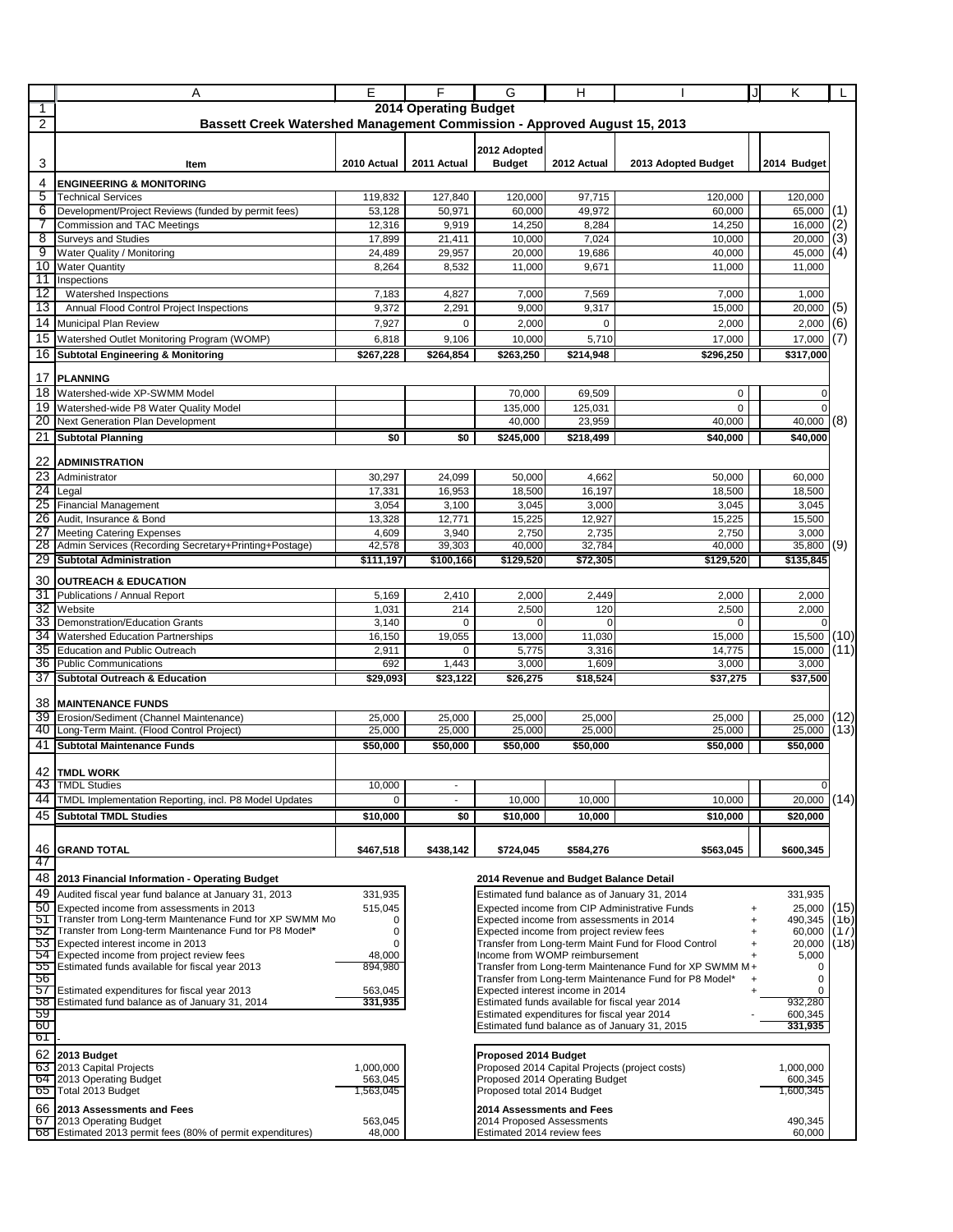# 2014 Operating Budget

## Bassett Creek Watershed Management Commission - Approved August 15, 2013

| Item | 2010 Actual | 2011 Actual | 2012 Adopted Budget | 2012 Actual | 2013 Adopted Budget | 2014 Budget | |
|---|---|---|---|---|---|---|---|
| **ENGINEERING & MONITORING** | | | | | | | |
| Technical Services | 119,832 | 127,840 | 120,000 | 97,715 | 120,000 | 120,000 | |
| Development/Project Reviews (funded by permit fees) | 53,128 | 50,971 | 60,000 | 49,972 | 60,000 | 65,000 | (1) |
| Commission and TAC Meetings | 12,316 | 9,919 | 14,250 | 8,284 | 14,250 | 16,000 | (2) |
| Surveys and Studies | 17,899 | 21,411 | 10,000 | 7,024 | 10,000 | 20,000 | (3) |
| Water Quality / Monitoring | 24,489 | 29,957 | 20,000 | 19,686 | 40,000 | 45,000 | (4) |
| Water Quantity | 8,264 | 8,532 | 11,000 | 9,671 | 11,000 | 11,000 | |
| Inspections | | | | | | | |
| Watershed Inspections | 7,183 | 4,827 | 7,000 | 7,569 | 7,000 | 1,000 | |
| Annual Flood Control Project Inspections | 9,372 | 2,291 | 9,000 | 9,317 | 15,000 | 20,000 | (5) |
| Municipal Plan Review | 7,927 | 0 | 2,000 | 0 | 2,000 | 2,000 | (6) |
| Watershed Outlet Monitoring Program (WOMP) | 6,818 | 9,106 | 10,000 | 5,710 | 17,000 | 17,000 | (7) |
| **Subtotal Engineering & Monitoring** | **$267,228** | **$264,854** | **$263,250** | **$214,948** | **$296,250** | **$317,000** | |
| **PLANNING** | | | | | | | |
| Watershed-wide XP-SWMM Model | | | 70,000 | 69,509 | 0 | 0 | |
| Watershed-wide P8 Water Quality Model | | | 135,000 | 125,031 | 0 | 0 | |
| Next Generation Plan Development | | | 40,000 | 23,959 | 40,000 | 40,000 | (8) |
| **Subtotal Planning** | **$0** | **$0** | **$245,000** | **$218,499** | **$40,000** | **$40,000** | |
| **ADMINISTRATION** | | | | | | | |
| Administrator | 30,297 | 24,099 | 50,000 | 4,662 | 50,000 | 60,000 | |
| Legal | 17,331 | 16,953 | 18,500 | 16,197 | 18,500 | 18,500 | |
| Financial Management | 3,054 | 3,100 | 3,045 | 3,000 | 3,045 | 3,045 | |
| Audit, Insurance & Bond | 13,328 | 12,771 | 15,225 | 12,927 | 15,225 | 15,500 | |
| Meeting Catering Expenses | 4,609 | 3,940 | 2,750 | 2,735 | 2,750 | 3,000 | |
| Admin Services (Recording Secretary+Printing+Postage) | 42,578 | 39,303 | 40,000 | 32,784 | 40,000 | 35,800 | (9) |
| **Subtotal Administration** | **$111,197** | **$100,166** | **$129,520** | **$72,305** | **$129,520** | **$135,845** | |
| **OUTREACH & EDUCATION** | | | | | | | |
| Publications / Annual Report | 5,169 | 2,410 | 2,000 | 2,449 | 2,000 | 2,000 | |
| Website | 1,031 | 214 | 2,500 | 120 | 2,500 | 2,000 | |
| Demonstration/Education Grants | 3,140 | 0 | 0 | 0 | 0 | 0 | |
| Watershed Education Partnerships | 16,150 | 19,055 | 13,000 | 11,030 | 15,000 | 15,500 | (10) |
| Education and Public Outreach | 2,911 | 0 | 5,775 | 3,316 | 14,775 | 15,000 | (11) |
| Public Communications | 692 | 1,443 | 3,000 | 1,609 | 3,000 | 3,000 | |
| **Subtotal Outreach & Education** | **$29,093** | **$23,122** | **$26,275** | **$18,524** | **$37,275** | **$37,500** | |
| **MAINTENANCE FUNDS** | | | | | | | |
| Erosion/Sediment (Channel Maintenance) | 25,000 | 25,000 | 25,000 | 25,000 | 25,000 | 25,000 | (12) |
| Long-Term Maint. (Flood Control Project) | 25,000 | 25,000 | 25,000 | 25,000 | 25,000 | 25,000 | (13) |
| **Subtotal Maintenance Funds** | **$50,000** | **$50,000** | **$50,000** | **$50,000** | **$50,000** | **$50,000** | |
| **TMDL WORK** | | | | | | | |
| TMDL Studies | 10,000 | - | | | | 0 | |
| TMDL Implementation Reporting, incl. P8 Model Updates | 0 | - | 10,000 | 10,000 | 10,000 | 20,000 | (14) |
| **Subtotal TMDL Studies** | **$10,000** | **$0** | **$10,000** | **10,000** | **$10,000** | **$20,000** | |
| **GRAND TOTAL** | **$467,518** | **$438,142** | **$724,045** | **$584,276** | **$563,045** | **$600,345** | |

| 2013 Financial Information - Operating Budget | |
|---|---|
| Audited fiscal year fund balance at January 31, 2013 | 331,935 |
| Expected income from assessments in 2013 | 515,045 |
| Transfer from Long-term Maintenance Fund for XP SWMM Mo | 0 |
| Transfer from Long-term Maintenance Fund for P8 Model* | 0 |
| Expected interest income in 2013 | 0 |
| Expected income from project review fees | 48,000 |
| Estimated funds available for fiscal year 2013 | 894,980 |
| Estimated expenditures for fiscal year 2013 | 563,045 |
| Estimated fund balance as of January 31, 2014 | **331,935** |

| 2014 Revenue and Budget Balance Detail | | | |
|---|---|---|---|
| Estimated fund balance as of January 31, 2014 | | 331,935 | |
| Expected income from CIP Administrative Funds | + | 25,000 | (15) |
| Expected income from assessments in 2014 | + | 490,345 | (16) |
| Expected income from project review fees | + | 60,000 | (17) |
| Transfer from Long-term Maint Fund for Flood Control | + | 20,000 | (18) |
| Income from WOMP reimbursement | + | 5,000 | |
| Transfer from Long-term Maintenance Fund for XP SWMM M | + | 0 | |
| Transfer from Long-term Maintenance Fund for P8 Model* | + | 0 | |
| Expected interest income in 2014 | + | 0 | |
| Estimated funds available for fiscal year 2014 | | 932,280 | |
| Estimated expenditures for fiscal year 2014 | - | 600,345 | |
| Estimated fund balance as of January 31, 2015 | | **331,935** | |

| 2013 Budget | |
|---|---|
| 2013 Capital Projects | 1,000,000 |
| 2013 Operating Budget | 563,045 |
| Total 2013 Budget | 1,563,045 |

| Proposed 2014 Budget | |
|---|---|
| Proposed 2014 Capital Projects (project costs) | 1,000,000 |
| Proposed 2014 Operating Budget | 600,345 |
| Proposed total 2014 Budget | 1,600,345 |

| 2013 Assessments and Fees | |
|---|---|
| 2013 Operating Budget | 563,045 |
| Estimated 2013 permit fees (80% of permit expenditures) | 48,000 |

| 2014 Assessments and Fees | |
|---|---|
| 2014 Proposed Assessments | 490,345 |
| Estimated 2014 review fees | 60,000 |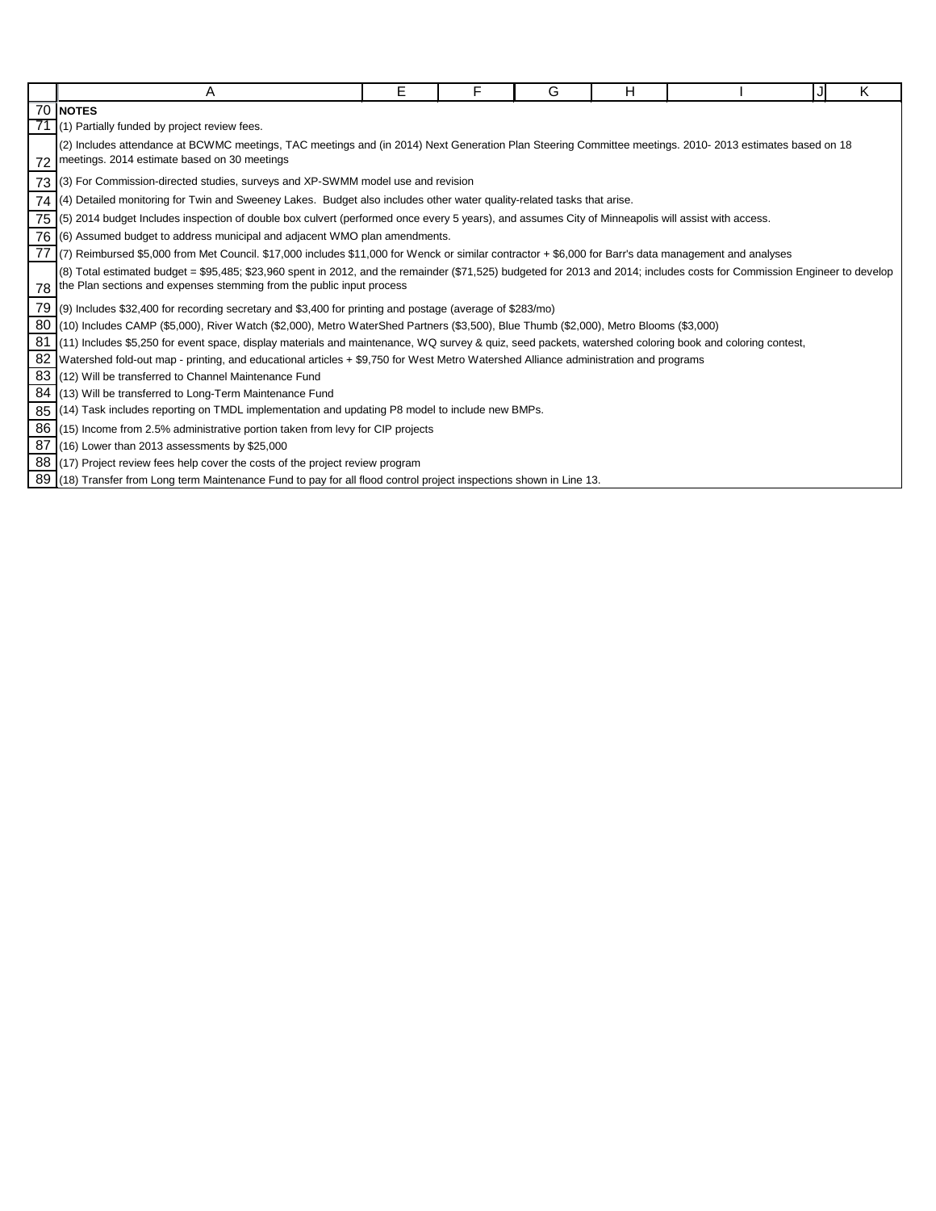**NOTES**

(1) Partially funded by project review fees.

(2) Includes attendance at BCWMC meetings, TAC meetings and (in 2014) Next Generation Plan Steering Committee meetings. 2010- 2013 estimates based on 18 meetings. 2014 estimate based on 30 meetings

(3) For Commission-directed studies, surveys and XP-SWMM model use and revision

(4) Detailed monitoring for Twin and Sweeney Lakes. Budget also includes other water quality-related tasks that arise.

(5) 2014 budget Includes inspection of double box culvert (performed once every 5 years), and assumes City of Minneapolis will assist with access.

(6) Assumed budget to address municipal and adjacent WMO plan amendments.

(7) Reimbursed $5,000 from Met Council. $17,000 includes $11,000 for Wenck or similar contractor + $6,000 for Barr's data management and analyses

(8) Total estimated budget = $95,485; $23,960 spent in 2012, and the remainder ($71,525) budgeted for 2013 and 2014; includes costs for Commission Engineer to develop the Plan sections and expenses stemming from the public input process

(9) Includes $32,400 for recording secretary and $3,400 for printing and postage (average of $283/mo)

(10) Includes CAMP ($5,000), River Watch ($2,000), Metro WaterShed Partners ($3,500), Blue Thumb ($2,000), Metro Blooms ($3,000)

(11) Includes $5,250 for event space, display materials and maintenance, WQ survey & quiz, seed packets, watershed coloring book and coloring contest, Watershed fold-out map - printing, and educational articles + $9,750 for West Metro Watershed Alliance administration and programs

(12) Will be transferred to Channel Maintenance Fund

(13) Will be transferred to Long-Term Maintenance Fund

(14) Task includes reporting on TMDL implementation and updating P8 model to include new BMPs.

(15) Income from 2.5% administrative portion taken from levy for CIP projects

(16) Lower than 2013 assessments by $25,000

(17) Project review fees help cover the costs of the project review program

(18) Transfer from Long term Maintenance Fund to pay for all flood control project inspections shown in Line 13.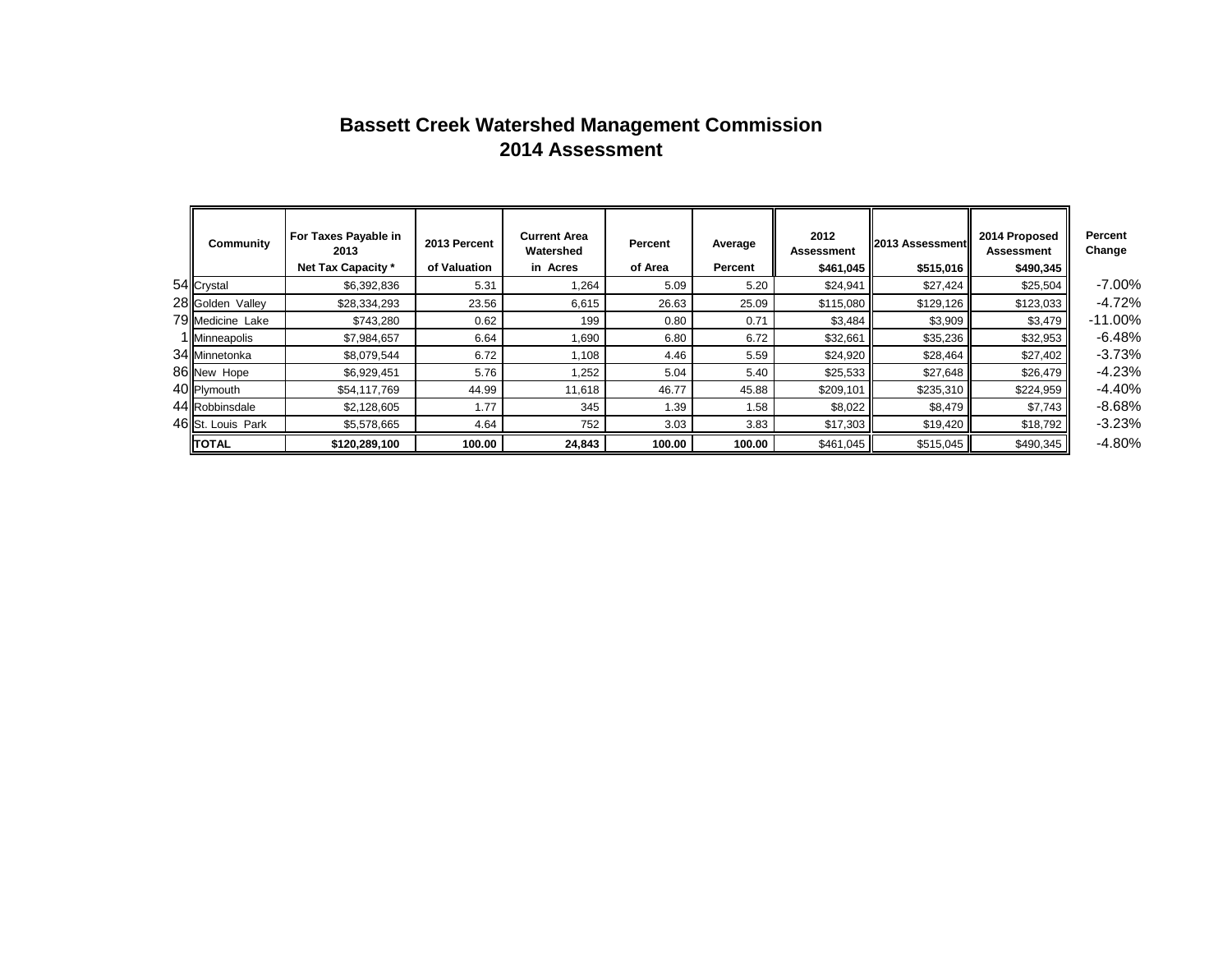# Bassett Creek Watershed Management Commission
## 2014 Assessment

| | Community | For Taxes Payable in 2013 Net Tax Capacity * | 2013 Percent of Valuation | Current Area Watershed in Acres | Percent of Area | Average Percent | 2012 Assessment $461,045 | 2013 Assessment $515,016 | 2014 Proposed Assessment $490,345 | Percent Change |
|---|---|---|---|---|---|---|---|---|---|---|
| 54 | Crystal | $6,392,836 | 5.31 | 1,264 | 5.09 | 5.20 | $24,941 | $27,424 | $25,504 | -7.00% |
| 28 | Golden Valley | $28,334,293 | 23.56 | 6,615 | 26.63 | 25.09 | $115,080 | $129,126 | $123,033 | -4.72% |
| 79 | Medicine Lake | $743,280 | 0.62 | 199 | 0.80 | 0.71 | $3,484 | $3,909 | $3,479 | -11.00% |
| 1 | Minneapolis | $7,984,657 | 6.64 | 1,690 | 6.80 | 6.72 | $32,661 | $35,236 | $32,953 | -6.48% |
| 34 | Minnetonka | $8,079,544 | 6.72 | 1,108 | 4.46 | 5.59 | $24,920 | $28,464 | $27,402 | -3.73% |
| 86 | New Hope | $6,929,451 | 5.76 | 1,252 | 5.04 | 5.40 | $25,533 | $27,648 | $26,479 | -4.23% |
| 40 | Plymouth | $54,117,769 | 44.99 | 11,618 | 46.77 | 45.88 | $209,101 | $235,310 | $224,959 | -4.40% |
| 44 | Robbinsdale | $2,128,605 | 1.77 | 345 | 1.39 | 1.58 | $8,022 | $8,479 | $7,743 | -8.68% |
| 46 | St. Louis Park | $5,578,665 | 4.64 | 752 | 3.03 | 3.83 | $17,303 | $19,420 | $18,792 | -3.23% |
| | **TOTAL** | **$120,289,100** | **100.00** | **24,843** | **100.00** | **100.00** | $461,045 | $515,045 | $490,345 | -4.80% |